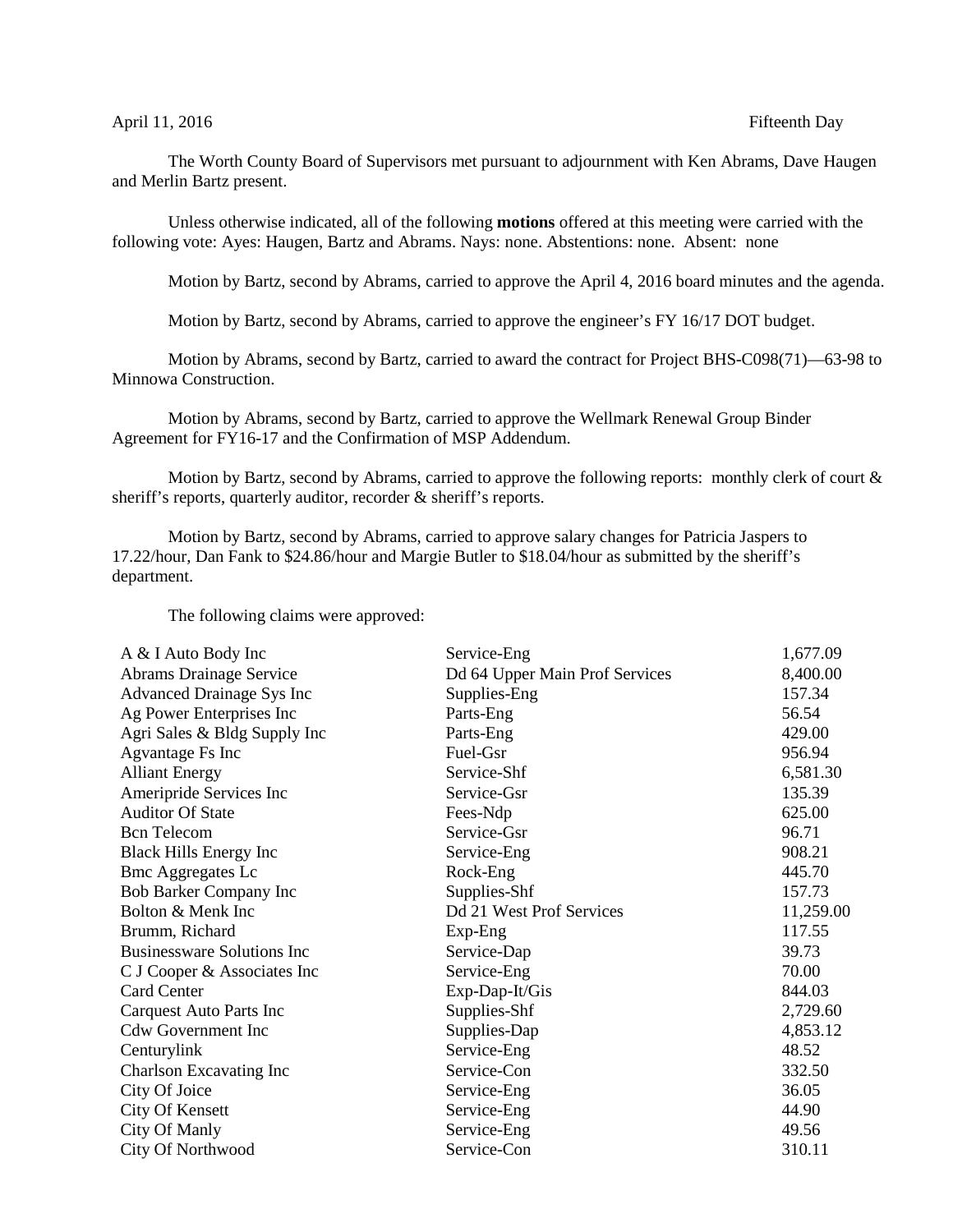April 11, 2016 Fifteenth Day

The Worth County Board of Supervisors met pursuant to adjournment with Ken Abrams, Dave Haugen and Merlin Bartz present.

Unless otherwise indicated, all of the following **motions** offered at this meeting were carried with the following vote: Ayes: Haugen, Bartz and Abrams. Nays: none. Abstentions: none. Absent: none

Motion by Bartz, second by Abrams, carried to approve the April 4, 2016 board minutes and the agenda.

Motion by Bartz, second by Abrams, carried to approve the engineer's FY 16/17 DOT budget.

Motion by Abrams, second by Bartz, carried to award the contract for Project BHS-C098(71)—63-98 to Minnowa Construction.

Motion by Abrams, second by Bartz, carried to approve the Wellmark Renewal Group Binder Agreement for FY16-17 and the Confirmation of MSP Addendum.

Motion by Bartz, second by Abrams, carried to approve the following reports: monthly clerk of court & sheriff's reports, quarterly auditor, recorder & sheriff's reports.

Motion by Bartz, second by Abrams, carried to approve salary changes for Patricia Jaspers to 17.22/hour, Dan Fank to $24.86/hour and Margie Butler to $18.04/hour as submitted by the sheriff's department.

The following claims were approved:

| | | |
|---|---|---|
| A & I Auto Body Inc | Service-Eng | 1,677.09 |
| Abrams Drainage Service | Dd 64 Upper Main Prof Services | 8,400.00 |
| Advanced Drainage Sys Inc | Supplies-Eng | 157.34 |
| Ag Power Enterprises Inc | Parts-Eng | 56.54 |
| Agri Sales & Bldg Supply Inc | Parts-Eng | 429.00 |
| Agvantage Fs Inc | Fuel-Gsr | 956.94 |
| Alliant Energy | Service-Shf | 6,581.30 |
| Ameripride Services Inc | Service-Gsr | 135.39 |
| Auditor Of State | Fees-Ndp | 625.00 |
| Bcn Telecom | Service-Gsr | 96.71 |
| Black Hills Energy Inc | Service-Eng | 908.21 |
| Bmc Aggregates Lc | Rock-Eng | 445.70 |
| Bob Barker Company Inc | Supplies-Shf | 157.73 |
| Bolton & Menk Inc | Dd 21 West Prof Services | 11,259.00 |
| Brumm, Richard | Exp-Eng | 117.55 |
| Businessware Solutions Inc | Service-Dap | 39.73 |
| C J Cooper & Associates Inc | Service-Eng | 70.00 |
| Card Center | Exp-Dap-It/Gis | 844.03 |
| Carquest Auto Parts Inc | Supplies-Shf | 2,729.60 |
| Cdw Government Inc | Supplies-Dap | 4,853.12 |
| Centurylink | Service-Eng | 48.52 |
| Charlson Excavating Inc | Service-Con | 332.50 |
| City Of Joice | Service-Eng | 36.05 |
| City Of Kensett | Service-Eng | 44.90 |
| City Of Manly | Service-Eng | 49.56 |
| City Of Northwood | Service-Con | 310.11 |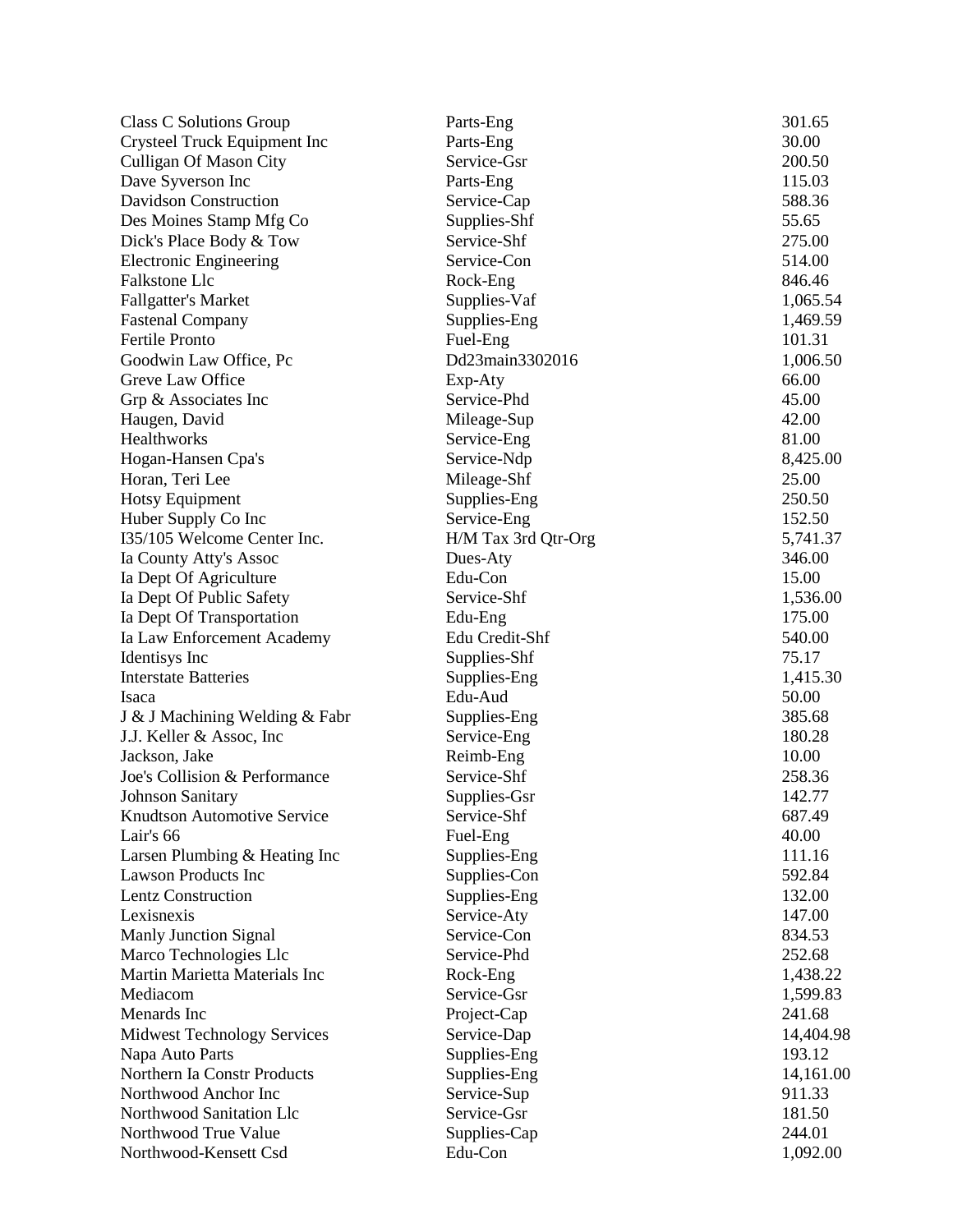| | | |
|---|---|---|
| Class C Solutions Group | Parts-Eng | 301.65 |
| Crysteel Truck Equipment Inc | Parts-Eng | 30.00 |
| Culligan Of Mason City | Service-Gsr | 200.50 |
| Dave Syverson Inc | Parts-Eng | 115.03 |
| Davidson Construction | Service-Cap | 588.36 |
| Des Moines Stamp Mfg Co | Supplies-Shf | 55.65 |
| Dick's Place Body & Tow | Service-Shf | 275.00 |
| Electronic Engineering | Service-Con | 514.00 |
| Falkstone Llc | Rock-Eng | 846.46 |
| Fallgatter's Market | Supplies-Vaf | 1,065.54 |
| Fastenal Company | Supplies-Eng | 1,469.59 |
| Fertile Pronto | Fuel-Eng | 101.31 |
| Goodwin Law Office, Pc | Dd23main3302016 | 1,006.50 |
| Greve Law Office | Exp-Aty | 66.00 |
| Grp & Associates Inc | Service-Phd | 45.00 |
| Haugen, David | Mileage-Sup | 42.00 |
| Healthworks | Service-Eng | 81.00 |
| Hogan-Hansen Cpa's | Service-Ndp | 8,425.00 |
| Horan, Teri Lee | Mileage-Shf | 25.00 |
| Hotsy Equipment | Supplies-Eng | 250.50 |
| Huber Supply Co Inc | Service-Eng | 152.50 |
| I35/105 Welcome Center Inc. | H/M Tax 3rd Qtr-Org | 5,741.37 |
| Ia County Atty's Assoc | Dues-Aty | 346.00 |
| Ia Dept Of Agriculture | Edu-Con | 15.00 |
| Ia Dept Of Public Safety | Service-Shf | 1,536.00 |
| Ia Dept Of Transportation | Edu-Eng | 175.00 |
| Ia Law Enforcement Academy | Edu Credit-Shf | 540.00 |
| Identisys Inc | Supplies-Shf | 75.17 |
| Interstate Batteries | Supplies-Eng | 1,415.30 |
| Isaca | Edu-Aud | 50.00 |
| J & J Machining Welding & Fabr | Supplies-Eng | 385.68 |
| J.J. Keller & Assoc, Inc | Service-Eng | 180.28 |
| Jackson, Jake | Reimb-Eng | 10.00 |
| Joe's Collision & Performance | Service-Shf | 258.36 |
| Johnson Sanitary | Supplies-Gsr | 142.77 |
| Knudtson Automotive Service | Service-Shf | 687.49 |
| Lair's 66 | Fuel-Eng | 40.00 |
| Larsen Plumbing & Heating Inc | Supplies-Eng | 111.16 |
| Lawson Products Inc | Supplies-Con | 592.84 |
| Lentz Construction | Supplies-Eng | 132.00 |
| Lexisnexis | Service-Aty | 147.00 |
| Manly Junction Signal | Service-Con | 834.53 |
| Marco Technologies Llc | Service-Phd | 252.68 |
| Martin Marietta Materials Inc | Rock-Eng | 1,438.22 |
| Mediacom | Service-Gsr | 1,599.83 |
| Menards Inc | Project-Cap | 241.68 |
| Midwest Technology Services | Service-Dap | 14,404.98 |
| Napa Auto Parts | Supplies-Eng | 193.12 |
| Northern Ia Constr Products | Supplies-Eng | 14,161.00 |
| Northwood Anchor Inc | Service-Sup | 911.33 |
| Northwood Sanitation Llc | Service-Gsr | 181.50 |
| Northwood True Value | Supplies-Cap | 244.01 |
| Northwood-Kensett Csd | Edu-Con | 1,092.00 |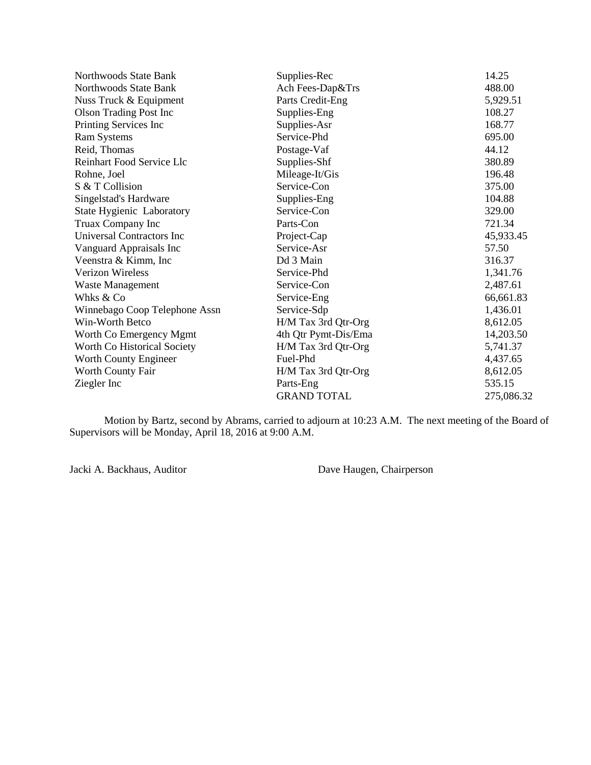| | | |
|---|---|---|
| Northwoods State Bank | Supplies-Rec | 14.25 |
| Northwoods State Bank | Ach Fees-Dap&Trs | 488.00 |
| Nuss Truck & Equipment | Parts Credit-Eng | 5,929.51 |
| Olson Trading Post Inc | Supplies-Eng | 108.27 |
| Printing Services Inc | Supplies-Asr | 168.77 |
| Ram Systems | Service-Phd | 695.00 |
| Reid, Thomas | Postage-Vaf | 44.12 |
| Reinhart Food Service Llc | Supplies-Shf | 380.89 |
| Rohne, Joel | Mileage-It/Gis | 196.48 |
| S & T Collision | Service-Con | 375.00 |
| Singelstad's Hardware | Supplies-Eng | 104.88 |
| State Hygienic Laboratory | Service-Con | 329.00 |
| Truax Company Inc | Parts-Con | 721.34 |
| Universal Contractors Inc | Project-Cap | 45,933.45 |
| Vanguard Appraisals Inc | Service-Asr | 57.50 |
| Veenstra & Kimm, Inc | Dd 3 Main | 316.37 |
| Verizon Wireless | Service-Phd | 1,341.76 |
| Waste Management | Service-Con | 2,487.61 |
| Whks & Co | Service-Eng | 66,661.83 |
| Winnebago Coop Telephone Assn | Service-Sdp | 1,436.01 |
| Win-Worth Betco | H/M Tax 3rd Qtr-Org | 8,612.05 |
| Worth Co Emergency Mgmt | 4th Qtr Pymt-Dis/Ema | 14,203.50 |
| Worth Co Historical Society | H/M Tax 3rd Qtr-Org | 5,741.37 |
| Worth County Engineer | Fuel-Phd | 4,437.65 |
| Worth County Fair | H/M Tax 3rd Qtr-Org | 8,612.05 |
| Ziegler Inc | Parts-Eng | 535.15 |
| | GRAND TOTAL | 275,086.32 |

Motion by Bartz, second by Abrams, carried to adjourn at 10:23 A.M. The next meeting of the Board of Supervisors will be Monday, April 18, 2016 at 9:00 A.M.

Jacki A. Backhaus, Auditor

Dave Haugen, Chairperson